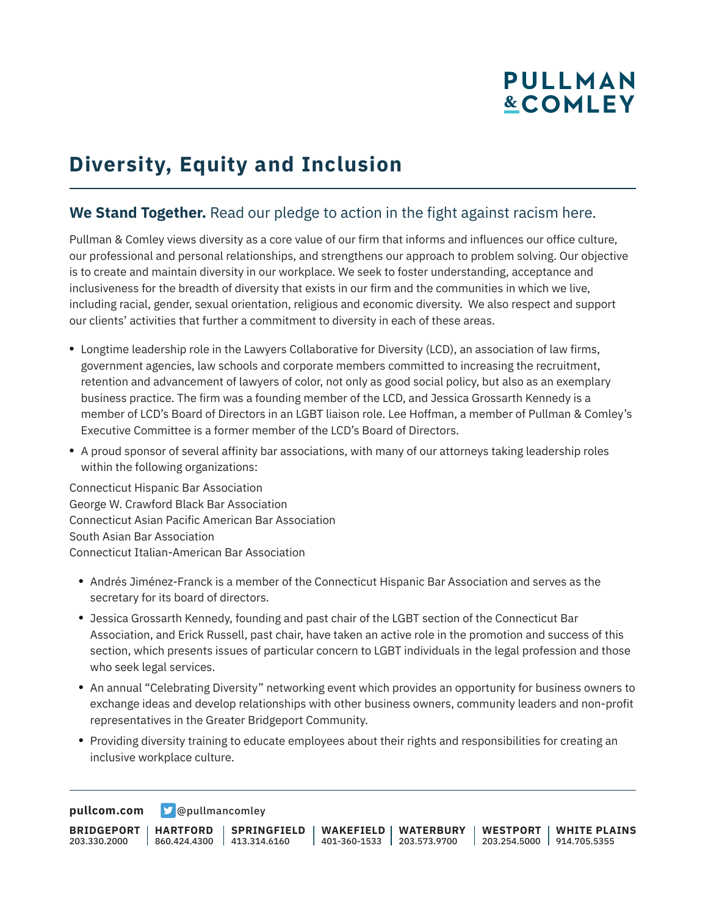# Diversity, Equity and Inclusion

## **We Stand Together.** Read our pledge to action in the fight against racism here.

Pullman & Comley views diversity as a core value of our firm that informs and influences our office culture, our professional and personal relationships, and strengthens our approach to problem solving. Our objective is to create and maintain diversity in our workplace. We seek to foster understanding, acceptance and inclusiveness for the breadth of diversity that exists in our firm and the communities in which we live, including racial, gender, sexual orientation, religious and economic diversity. We also respect and support our clients' activities that further a commitment to diversity in each of these areas.

- Longtime leadership role in the Lawyers Collaborative for Diversity (LCD), an association of law firms, government agencies, law schools and corporate members committed to increasing the recruitment, retention and advancement of lawyers of color, not only as good social policy, but also as an exemplary business practice. The firm was a founding member of the LCD, and Jessica Grossarth Kennedy is a member of LCD's Board of Directors in an LGBT liaison role. Lee Hoffman, a member of Pullman & Comley's Executive Committee is a former member of the LCD's Board of Directors.
- A proud sponsor of several affinity bar associations, with many of our attorneys taking leadership roles within the following organizations:

Connecticut Hispanic Bar Association
George W. Crawford Black Bar Association
Connecticut Asian Pacific American Bar Association
South Asian Bar Association
Connecticut Italian-American Bar Association

- Andrés Jiménez-Franck is a member of the Connecticut Hispanic Bar Association and serves as the secretary for its board of directors.
- Jessica Grossarth Kennedy, founding and past chair of the LGBT section of the Connecticut Bar Association, and Erick Russell, past chair, have taken an active role in the promotion and success of this section, which presents issues of particular concern to LGBT individuals in the legal profession and those who seek legal services.
- An annual "Celebrating Diversity" networking event which provides an opportunity for business owners to exchange ideas and develop relationships with other business owners, community leaders and non-profit representatives in the Greater Bridgeport Community.
- Providing diversity training to educate employees about their rights and responsibilities for creating an inclusive workplace culture.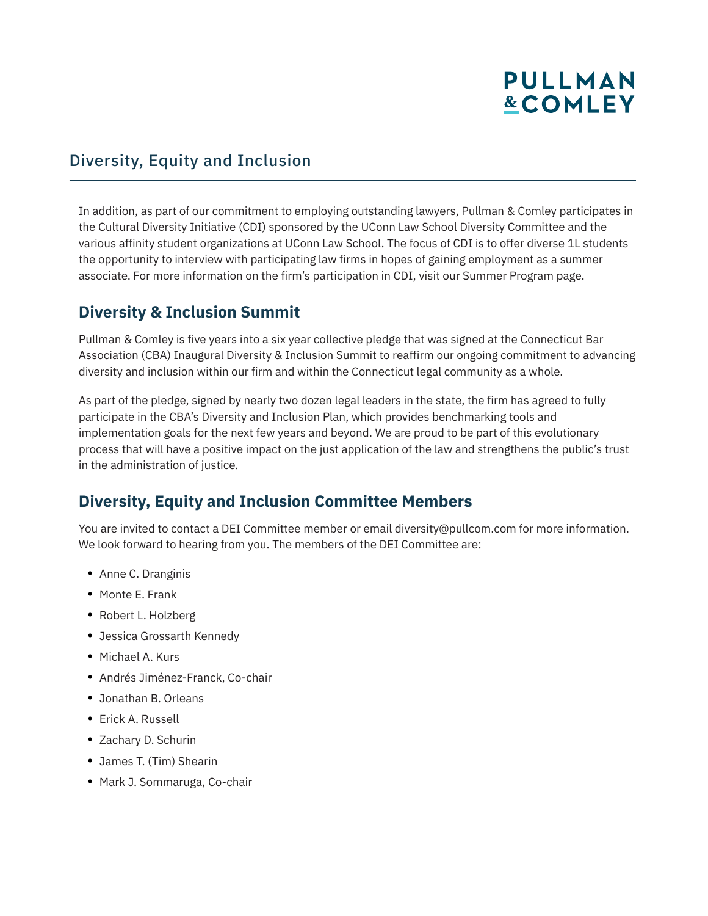## Diversity, Equity and Inclusion

In addition, as part of our commitment to employing outstanding lawyers, Pullman & Comley participates in the Cultural Diversity Initiative (CDI) sponsored by the UConn Law School Diversity Committee and the various affinity student organizations at UConn Law School. The focus of CDI is to offer diverse 1L students the opportunity to interview with participating law firms in hopes of gaining employment as a summer associate. For more information on the firm's participation in CDI, visit our Summer Program page.

### Diversity & Inclusion Summit

Pullman & Comley is five years into a six year collective pledge that was signed at the Connecticut Bar Association (CBA) Inaugural Diversity & Inclusion Summit to reaffirm our ongoing commitment to advancing diversity and inclusion within our firm and within the Connecticut legal community as a whole.

As part of the pledge, signed by nearly two dozen legal leaders in the state, the firm has agreed to fully participate in the CBA's Diversity and Inclusion Plan, which provides benchmarking tools and implementation goals for the next few years and beyond. We are proud to be part of this evolutionary process that will have a positive impact on the just application of the law and strengthens the public's trust in the administration of justice.

### Diversity, Equity and Inclusion Committee Members

You are invited to contact a DEI Committee member or email diversity@pullcom.com for more information. We look forward to hearing from you. The members of the DEI Committee are:

- Anne C. Dranginis
- Monte E. Frank
- Robert L. Holzberg
- Jessica Grossarth Kennedy
- Michael A. Kurs
- Andrés Jiménez-Franck, Co-chair
- Jonathan B. Orleans
- Erick A. Russell
- Zachary D. Schurin
- James T. (Tim) Shearin
- Mark J. Sommaruga, Co-chair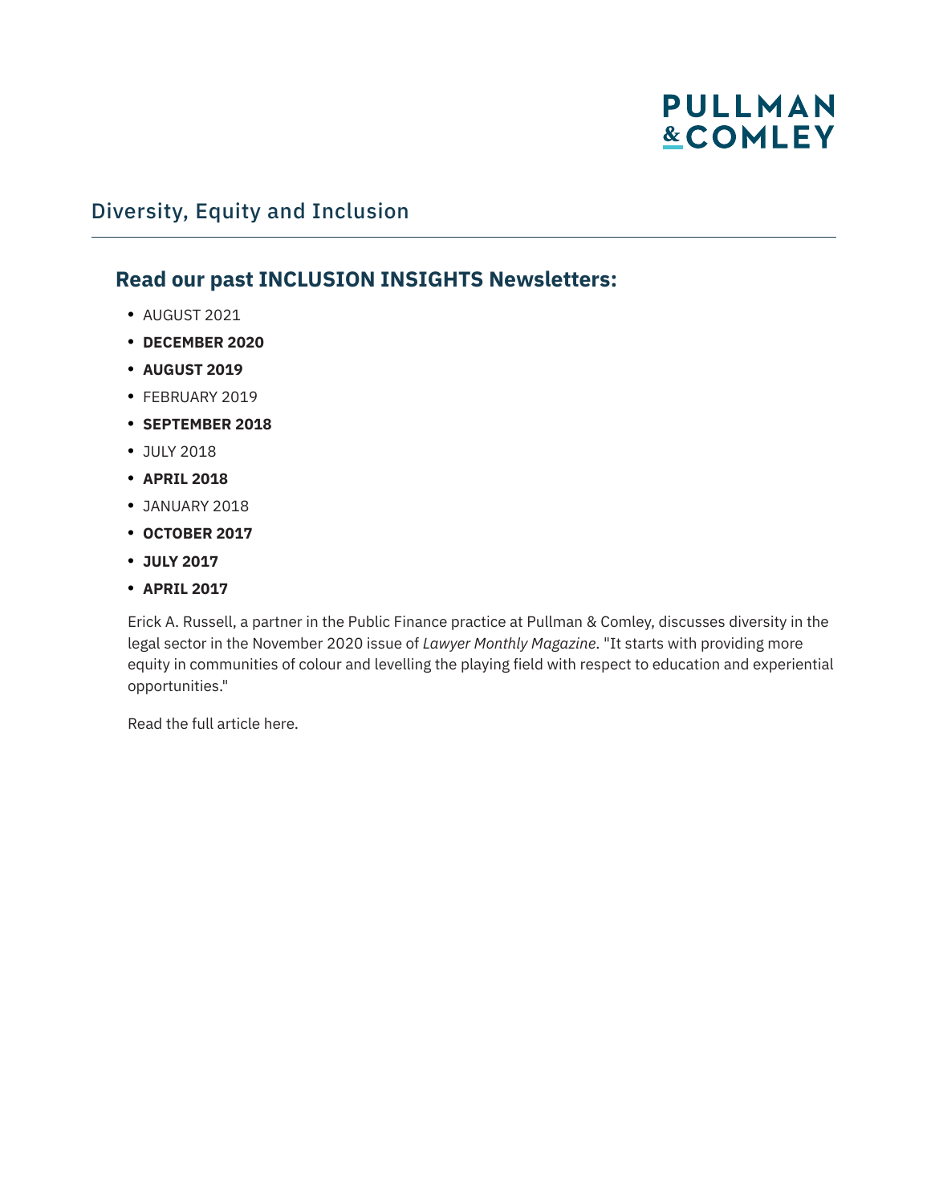## Diversity, Equity and Inclusion

### Read our past INCLUSION INSIGHTS Newsletters:

- AUGUST 2021
- **DECEMBER 2020**
- **AUGUST 2019**
- FEBRUARY 2019
- **SEPTEMBER 2018**
- JULY 2018
- **APRIL 2018**
- JANUARY 2018
- **OCTOBER 2017**
- **JULY 2017**
- **APRIL 2017**

Erick A. Russell, a partner in the Public Finance practice at Pullman & Comley, discusses diversity in the legal sector in the November 2020 issue of *Lawyer Monthly Magazine*. "It starts with providing more equity in communities of colour and levelling the playing field with respect to education and experiential opportunities."

Read the full article here.